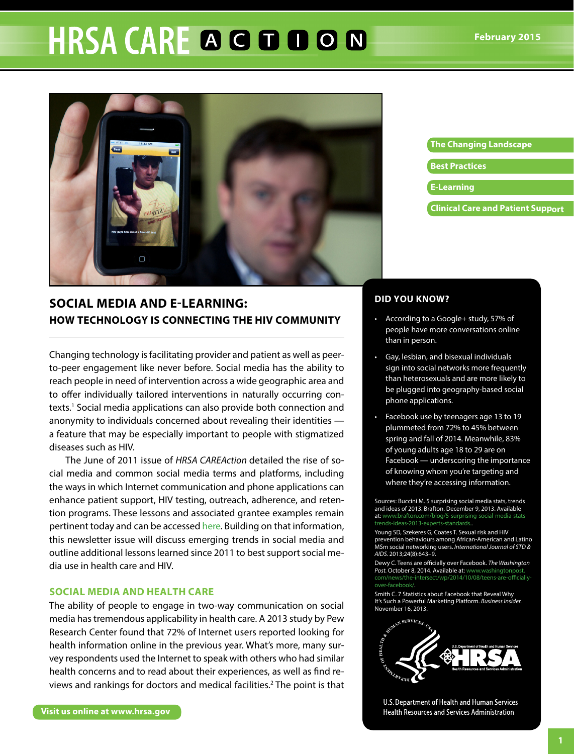# HRSA CARE ACTION

February 2015

- The Changing Landscape
- Best Practices
- E-Learning
- Clinical Care and Patient Support

## SOCIAL MEDIA AND E-LEARNING:
### HOW TECHNOLOGY IS CONNECTING THE HIV COMMUNITY

Changing technology is facilitating provider and patient as well as peer-to-peer engagement like never before. Social media has the ability to reach people in need of intervention across a wide geographic area and to offer individually tailored interventions in naturally occurring contexts.[1] Social media applications can also provide both connection and anonymity to individuals concerned about revealing their identities — a feature that may be especially important to people with stigmatized diseases such as HIV.

The June of 2011 issue of *HRSA CAREAction* detailed the rise of social media and common social media terms and platforms, including the ways in which Internet communication and phone applications can enhance patient support, HIV testing, outreach, adherence, and retention programs. These lessons and associated grantee examples remain pertinent today and can be accessed here. Building on that information, this newsletter issue will discuss emerging trends in social media and outline additional lessons learned since 2011 to best support social media use in health care and HIV.

### SOCIAL MEDIA AND HEALTH CARE

The ability of people to engage in two-way communication on social media has tremendous applicability in health care. A 2013 study by Pew Research Center found that 72% of Internet users reported looking for health information online in the previous year. What's more, many survey respondents used the Internet to speak with others who had similar health concerns and to read about their experiences, as well as find reviews and rankings for doctors and medical facilities.[2] The point is that

### DID YOU KNOW?

- According to a Google+ study, 57% of people have more conversations online than in person.
- Gay, lesbian, and bisexual individuals sign into social networks more frequently than heterosexuals and are more likely to be plugged into geography-based social phone applications.
- Facebook use by teenagers age 13 to 19 plummeted from 72% to 45% between spring and fall of 2014. Meanwhile, 83% of young adults age 18 to 29 are on Facebook — underscoring the importance of knowing whom you're targeting and where they're accessing information.

Sources: Buccini M. 5 surprising social media stats, trends and ideas of 2013. Brafton. December 9, 2013. Available at: www.brafton.com/blog/5-surprising-social-media-stats-trends-ideas-2013-experts-standards.

Young SD, Szekeres G, Coates T. Sexual risk and HIV prevention behaviours among African-American and Latino MSm social networking users. *International Journal of STD & AIDS.* 2013;24(8):643–9.

Dewy C. Teens are officially over Facebook. *The Washington Post.* October 8, 2014. Available at: www.washingtonpost.com/news/the-intersect/wp/2014/10/08/teens-are-officially-over-facebook/.

Smith C. 7 Statistics about Facebook that Reveal Why It's Such a Powerful Marketing Platform. *Business Insider.* November 16, 2013.

U.S. Department of Health and Human Services
Health Resources and Services Administration

Visit us online at www.hrsa.gov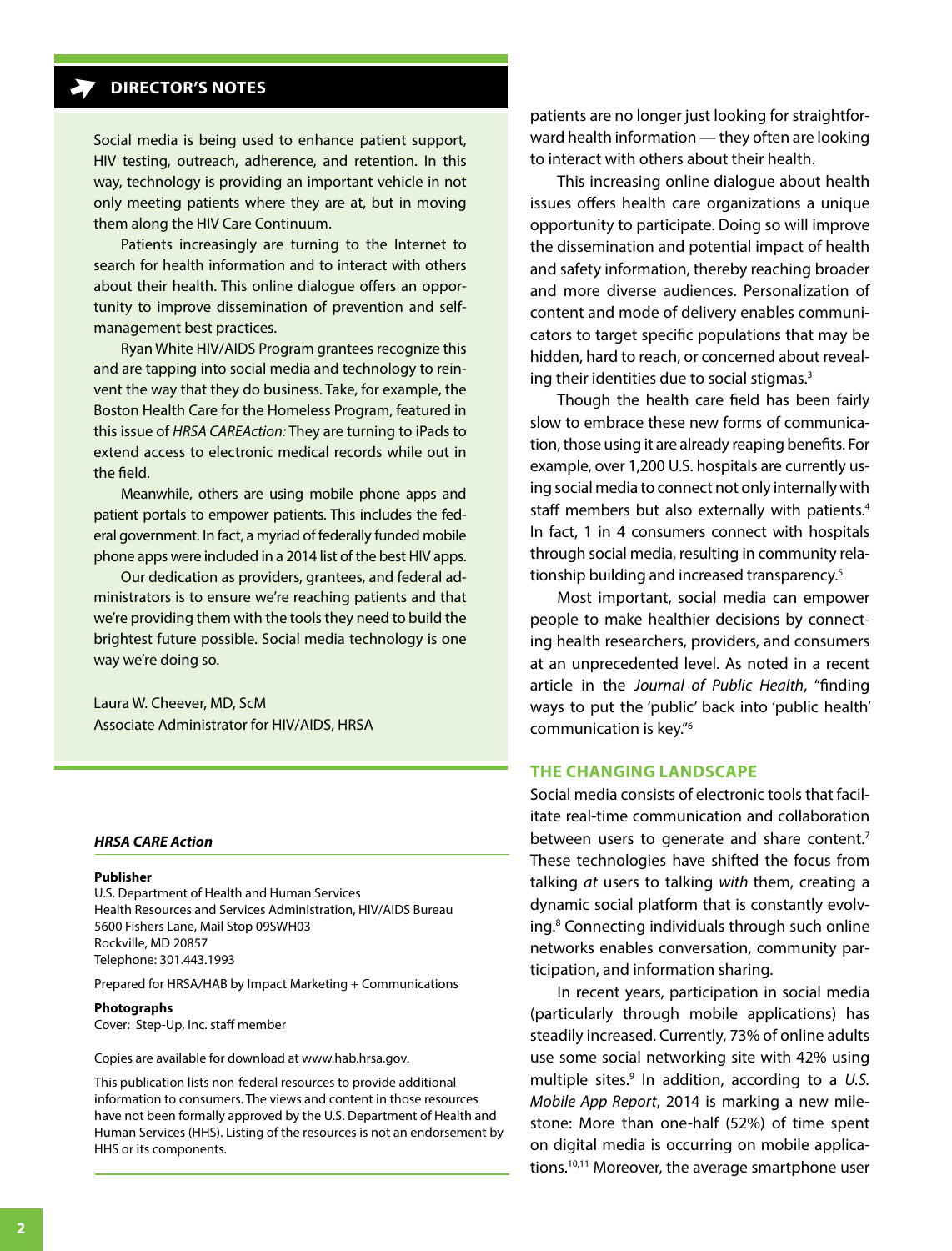## DIRECTOR'S NOTES

Social media is being used to enhance patient support, HIV testing, outreach, adherence, and retention. In this way, technology is providing an important vehicle in not only meeting patients where they are at, but in moving them along the HIV Care Continuum.

Patients increasingly are turning to the Internet to search for health information and to interact with others about their health. This online dialogue offers an opportunity to improve dissemination of prevention and self-management best practices.

Ryan White HIV/AIDS Program grantees recognize this and are tapping into social media and technology to reinvent the way that they do business. Take, for example, the Boston Health Care for the Homeless Program, featured in this issue of *HRSA CAREAction:* They are turning to iPads to extend access to electronic medical records while out in the field.

Meanwhile, others are using mobile phone apps and patient portals to empower patients. This includes the federal government. In fact, a myriad of federally funded mobile phone apps were included in a 2014 list of the best HIV apps.

Our dedication as providers, grantees, and federal administrators is to ensure we're reaching patients and that we're providing them with the tools they need to build the brightest future possible. Social media technology is one way we're doing so.

Laura W. Cheever, MD, ScM
Associate Administrator for HIV/AIDS, HRSA

***HRSA CARE Action***

**Publisher**
U.S. Department of Health and Human Services
Health Resources and Services Administration, HIV/AIDS Bureau
5600 Fishers Lane, Mail Stop 09SWH03
Rockville, MD 20857
Telephone: 301.443.1993

Prepared for HRSA/HAB by Impact Marketing + Communications

**Photographs**
Cover: Step-Up, Inc. staff member

Copies are available for download at www.hab.hrsa.gov.

This publication lists non-federal resources to provide additional information to consumers. The views and content in those resources have not been formally approved by the U.S. Department of Health and Human Services (HHS). Listing of the resources is not an endorsement by HHS or its components.

patients are no longer just looking for straightforward health information — they often are looking to interact with others about their health.

This increasing online dialogue about health issues offers health care organizations a unique opportunity to participate. Doing so will improve the dissemination and potential impact of health and safety information, thereby reaching broader and more diverse audiences. Personalization of content and mode of delivery enables communicators to target specific populations that may be hidden, hard to reach, or concerned about revealing their identities due to social stigmas.[3]

Though the health care field has been fairly slow to embrace these new forms of communication, those using it are already reaping benefits. For example, over 1,200 U.S. hospitals are currently using social media to connect not only internally with staff members but also externally with patients.[4] In fact, 1 in 4 consumers connect with hospitals through social media, resulting in community relationship building and increased transparency.[5]

Most important, social media can empower people to make healthier decisions by connecting health researchers, providers, and consumers at an unprecedented level. As noted in a recent article in the *Journal of Public Health*, "finding ways to put the 'public' back into 'public health' communication is key."[6]

### THE CHANGING LANDSCAPE

Social media consists of electronic tools that facilitate real-time communication and collaboration between users to generate and share content.[7] These technologies have shifted the focus from talking *at* users to talking *with* them, creating a dynamic social platform that is constantly evolving.[8] Connecting individuals through such online networks enables conversation, community participation, and information sharing.

In recent years, participation in social media (particularly through mobile applications) has steadily increased. Currently, 73% of online adults use some social networking site with 42% using multiple sites.[9] In addition, according to a *U.S. Mobile App Report*, 2014 is marking a new milestone: More than one-half (52%) of time spent on digital media is occurring on mobile applications.[10,11] Moreover, the average smartphone user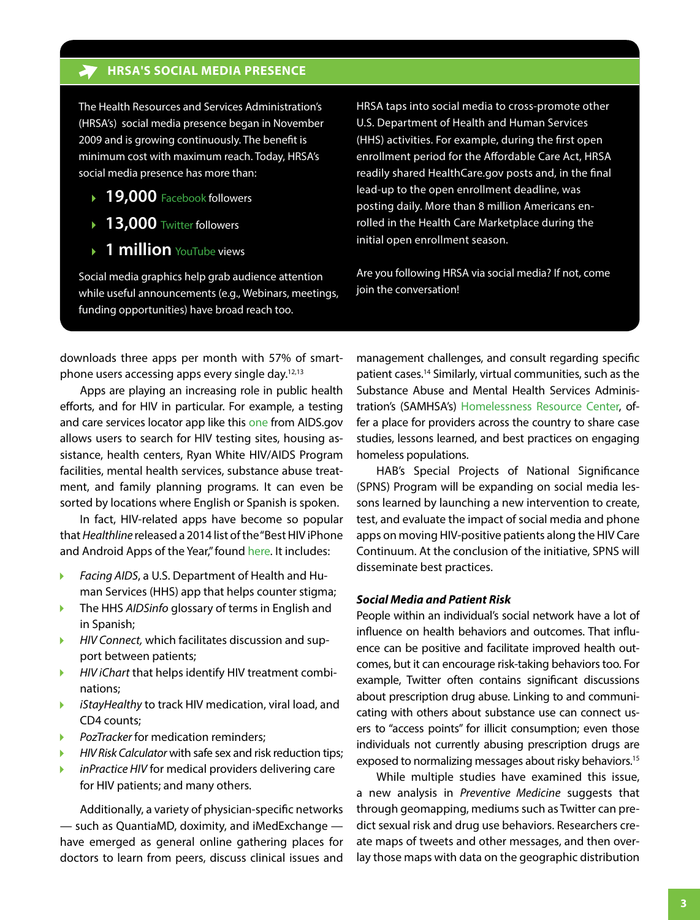## HRSA'S SOCIAL MEDIA PRESENCE

The Health Resources and Services Administration's (HRSA's) social media presence began in November 2009 and is growing continuously. The benefit is minimum cost with maximum reach. Today, HRSA's social media presence has more than:

- **19,000** Facebook followers
- **13,000** Twitter followers
- **1 million** YouTube views

Social media graphics help grab audience attention while useful announcements (e.g., Webinars, meetings, funding opportunities) have broad reach too.

HRSA taps into social media to cross-promote other U.S. Department of Health and Human Services (HHS) activities. For example, during the first open enrollment period for the Affordable Care Act, HRSA readily shared HealthCare.gov posts and, in the final lead-up to the open enrollment deadline, was posting daily. More than 8 million Americans enrolled in the Health Care Marketplace during the initial open enrollment season.

Are you following HRSA via social media? If not, come join the conversation!

downloads three apps per month with 57% of smartphone users accessing apps every single day.[12,13]

Apps are playing an increasing role in public health efforts, and for HIV in particular. For example, a testing and care services locator app like this one from AIDS.gov allows users to search for HIV testing sites, housing assistance, health centers, Ryan White HIV/AIDS Program facilities, mental health services, substance abuse treatment, and family planning programs. It can even be sorted by locations where English or Spanish is spoken.

In fact, HIV-related apps have become so popular that *Healthline* released a 2014 list of the "Best HIV iPhone and Android Apps of the Year," found here. It includes:

- *Facing AIDS*, a U.S. Department of Health and Human Services (HHS) app that helps counter stigma;
- The HHS *AIDSinfo* glossary of terms in English and in Spanish;
- *HIV Connect,* which facilitates discussion and support between patients;
- *HIV iChart* that helps identify HIV treatment combinations;
- *iStayHealthy* to track HIV medication, viral load, and CD4 counts;
- *PozTracker* for medication reminders;
- *HIV Risk Calculator* with safe sex and risk reduction tips;
- *inPractice HIV* for medical providers delivering care for HIV patients; and many others.

Additionally, a variety of physician-specific networks — such as QuantiaMD, doximity, and iMedExchange — have emerged as general online gathering places for doctors to learn from peers, discuss clinical issues and management challenges, and consult regarding specific patient cases.[14] Similarly, virtual communities, such as the Substance Abuse and Mental Health Services Administration's (SAMHSA's) Homelessness Resource Center, offer a place for providers across the country to share case studies, lessons learned, and best practices on engaging homeless populations.

HAB's Special Projects of National Significance (SPNS) Program will be expanding on social media lessons learned by launching a new intervention to create, test, and evaluate the impact of social media and phone apps on moving HIV-positive patients along the HIV Care Continuum. At the conclusion of the initiative, SPNS will disseminate best practices.

### *Social Media and Patient Risk*

People within an individual's social network have a lot of influence on health behaviors and outcomes. That influence can be positive and facilitate improved health outcomes, but it can encourage risk-taking behaviors too. For example, Twitter often contains significant discussions about prescription drug abuse. Linking to and communicating with others about substance use can connect users to "access points" for illicit consumption; even those individuals not currently abusing prescription drugs are exposed to normalizing messages about risky behaviors.[15]

While multiple studies have examined this issue, a new analysis in *Preventive Medicine* suggests that through geomapping, mediums such as Twitter can predict sexual risk and drug use behaviors. Researchers create maps of tweets and other messages, and then overlay those maps with data on the geographic distribution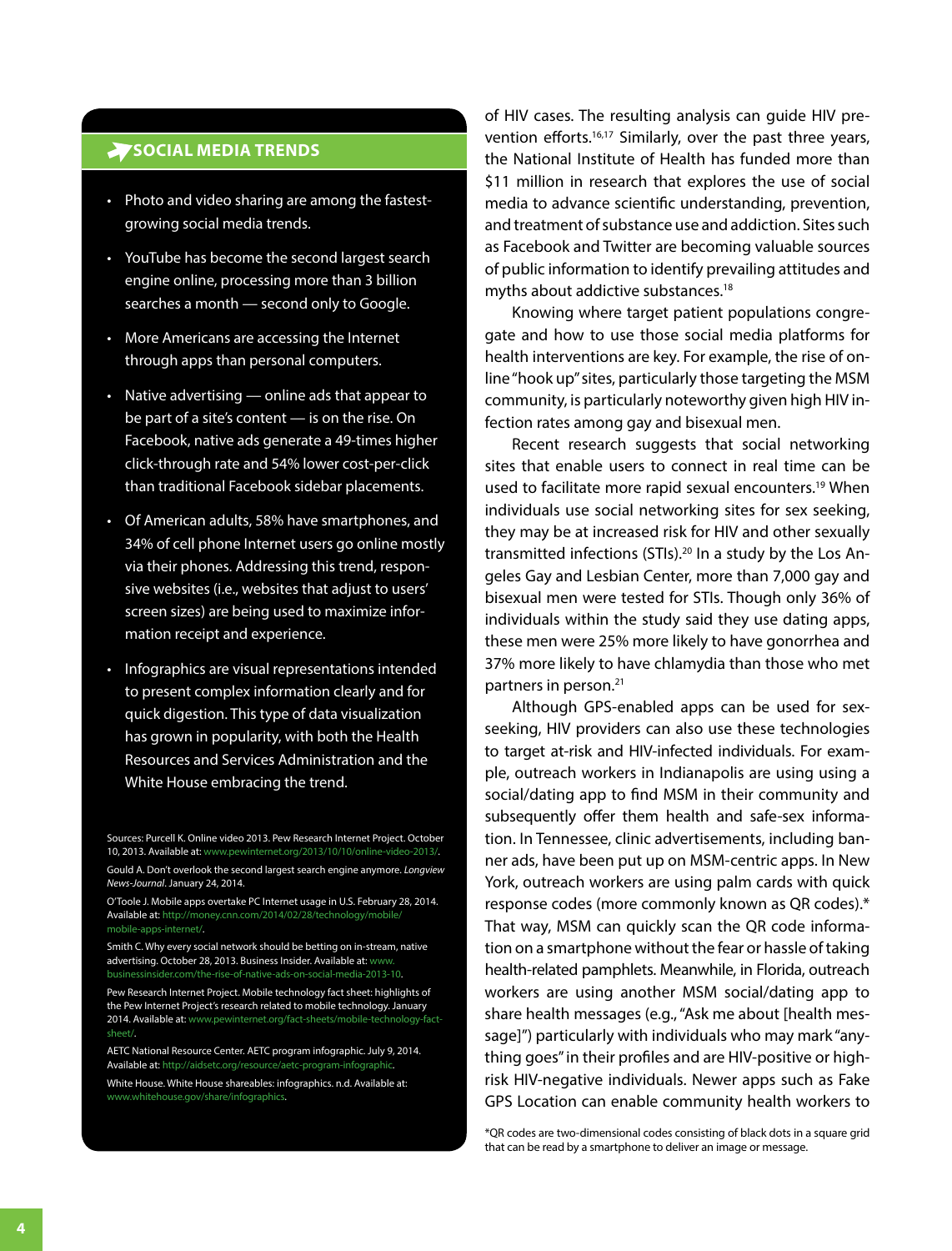## SOCIAL MEDIA TRENDS

- Photo and video sharing are among the fastest-growing social media trends.
- YouTube has become the second largest search engine online, processing more than 3 billion searches a month — second only to Google.
- More Americans are accessing the Internet through apps than personal computers.
- Native advertising — online ads that appear to be part of a site's content — is on the rise. On Facebook, native ads generate a 49-times higher click-through rate and 54% lower cost-per-click than traditional Facebook sidebar placements.
- Of American adults, 58% have smartphones, and 34% of cell phone Internet users go online mostly via their phones. Addressing this trend, responsive websites (i.e., websites that adjust to users' screen sizes) are being used to maximize information receipt and experience.
- Infographics are visual representations intended to present complex information clearly and for quick digestion. This type of data visualization has grown in popularity, with both the Health Resources and Services Administration and the White House embracing the trend.

Sources: Purcell K. Online video 2013. Pew Research Internet Project. October 10, 2013. Available at: www.pewinternet.org/2013/10/10/online-video-2013/.

Gould A. Don't overlook the second largest search engine anymore. *Longview News-Journal*. January 24, 2014.

O'Toole J. Mobile apps overtake PC Internet usage in U.S. February 28, 2014. Available at: http://money.cnn.com/2014/02/28/technology/mobile/mobile-apps-internet/.

Smith C. Why every social network should be betting on in-stream, native advertising. October 28, 2013. Business Insider. Available at: www.businessinsider.com/the-rise-of-native-ads-on-social-media-2013-10.

Pew Research Internet Project. Mobile technology fact sheet: highlights of the Pew Internet Project's research related to mobile technology. January 2014. Available at: www.pewinternet.org/fact-sheets/mobile-technology-fact-sheet/.

AETC National Resource Center. AETC program infographic. July 9, 2014. Available at: http://aidsetc.org/resource/aetc-program-infographic.

White House. White House shareables: infographics. n.d. Available at: www.whitehouse.gov/share/infographics.

of HIV cases. The resulting analysis can guide HIV prevention efforts.[16,17] Similarly, over the past three years, the National Institute of Health has funded more than $11 million in research that explores the use of social media to advance scientific understanding, prevention, and treatment of substance use and addiction. Sites such as Facebook and Twitter are becoming valuable sources of public information to identify prevailing attitudes and myths about addictive substances.[18]

Knowing where target patient populations congregate and how to use those social media platforms for health interventions are key. For example, the rise of online "hook up" sites, particularly those targeting the MSM community, is particularly noteworthy given high HIV infection rates among gay and bisexual men.

Recent research suggests that social networking sites that enable users to connect in real time can be used to facilitate more rapid sexual encounters.[19] When individuals use social networking sites for sex seeking, they may be at increased risk for HIV and other sexually transmitted infections (STIs).[20] In a study by the Los Angeles Gay and Lesbian Center, more than 7,000 gay and bisexual men were tested for STIs. Though only 36% of individuals within the study said they use dating apps, these men were 25% more likely to have gonorrhea and 37% more likely to have chlamydia than those who met partners in person.[21]

Although GPS-enabled apps can be used for sex-seeking, HIV providers can also use these technologies to target at-risk and HIV-infected individuals. For example, outreach workers in Indianapolis are using using a social/dating app to find MSM in their community and subsequently offer them health and safe-sex information. In Tennessee, clinic advertisements, including banner ads, have been put up on MSM-centric apps. In New York, outreach workers are using palm cards with quick response codes (more commonly known as QR codes).* That way, MSM can quickly scan the QR code information on a smartphone without the fear or hassle of taking health-related pamphlets. Meanwhile, in Florida, outreach workers are using another MSM social/dating app to share health messages (e.g., "Ask me about [health message]") particularly with individuals who may mark "anything goes" in their profiles and are HIV-positive or high-risk HIV-negative individuals. Newer apps such as Fake GPS Location can enable community health workers to

*QR codes are two-dimensional codes consisting of black dots in a square grid that can be read by a smartphone to deliver an image or message.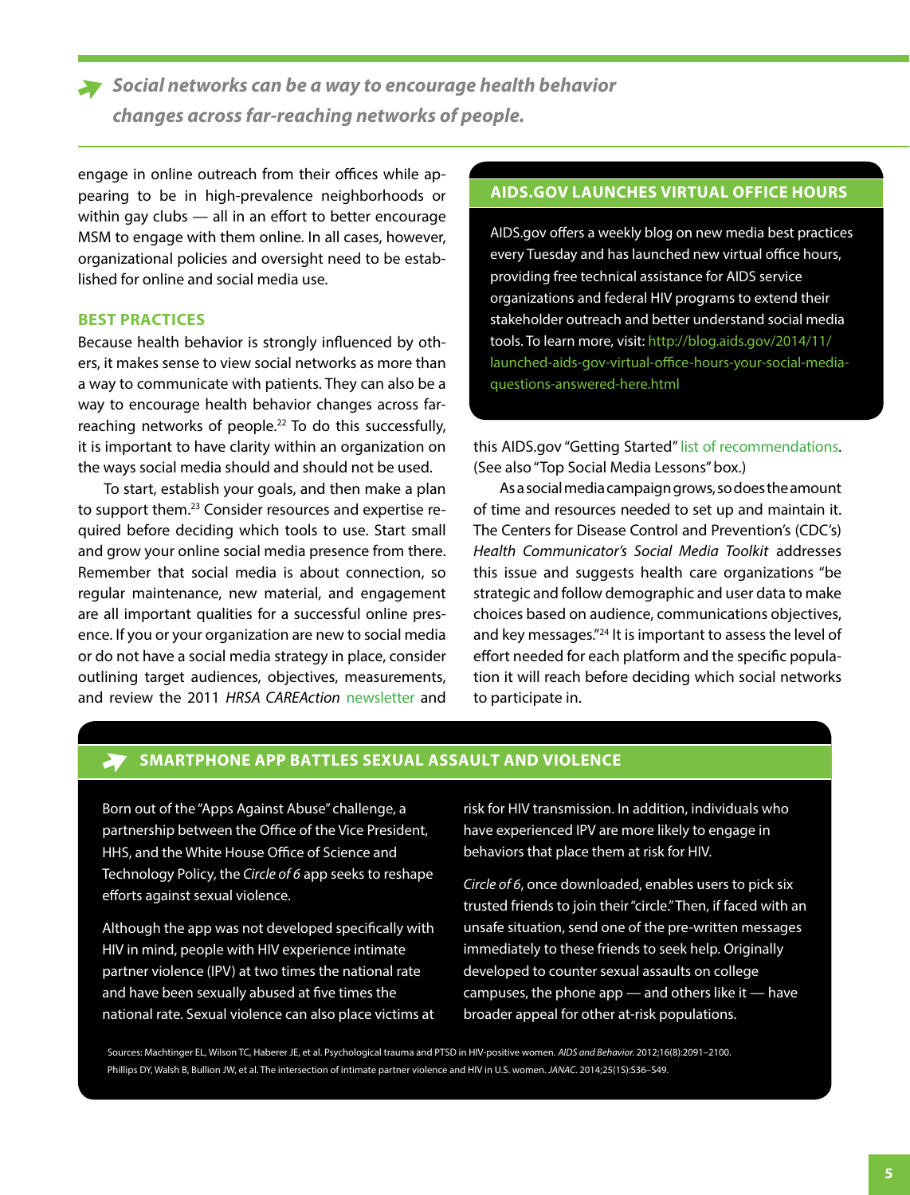*Social networks can be a way to encourage health behavior changes across far-reaching networks of people.*

engage in online outreach from their offices while appearing to be in high-prevalence neighborhoods or within gay clubs — all in an effort to better encourage MSM to engage with them online. In all cases, however, organizational policies and oversight need to be established for online and social media use.

## BEST PRACTICES

Because health behavior is strongly influenced by others, it makes sense to view social networks as more than a way to communicate with patients. They can also be a way to encourage health behavior changes across far-reaching networks of people.[22] To do this successfully, it is important to have clarity within an organization on the ways social media should and should not be used.

To start, establish your goals, and then make a plan to support them.[23] Consider resources and expertise required before deciding which tools to use. Start small and grow your online social media presence from there. Remember that social media is about connection, so regular maintenance, new material, and engagement are all important qualities for a successful online presence. If you or your organization are new to social media or do not have a social media strategy in place, consider outlining target audiences, objectives, measurements, and review the 2011 *HRSA CAREAction* newsletter and this AIDS.gov "Getting Started" list of recommendations. (See also "Top Social Media Lessons" box.)

As a social media campaign grows, so does the amount of time and resources needed to set up and maintain it. The Centers for Disease Control and Prevention's (CDC's) *Health Communicator's Social Media Toolkit* addresses this issue and suggests health care organizations "be strategic and follow demographic and user data to make choices based on audience, communications objectives, and key messages."[24] It is important to assess the level of effort needed for each platform and the specific population it will reach before deciding which social networks to participate in.

### AIDS.GOV LAUNCHES VIRTUAL OFFICE HOURS

AIDS.gov offers a weekly blog on new media best practices every Tuesday and has launched new virtual office hours, providing free technical assistance for AIDS service organizations and federal HIV programs to extend their stakeholder outreach and better understand social media tools. To learn more, visit: http://blog.aids.gov/2014/11/launched-aids-gov-virtual-office-hours-your-social-media-questions-answered-here.html

### SMARTPHONE APP BATTLES SEXUAL ASSAULT AND VIOLENCE

Born out of the "Apps Against Abuse" challenge, a partnership between the Office of the Vice President, HHS, and the White House Office of Science and Technology Policy, the *Circle of 6* app seeks to reshape efforts against sexual violence.

Although the app was not developed specifically with HIV in mind, people with HIV experience intimate partner violence (IPV) at two times the national rate and have been sexually abused at five times the national rate. Sexual violence can also place victims at risk for HIV transmission. In addition, individuals who have experienced IPV are more likely to engage in behaviors that place them at risk for HIV.

*Circle of 6*, once downloaded, enables users to pick six trusted friends to join their "circle." Then, if faced with an unsafe situation, send one of the pre-written messages immediately to these friends to seek help. Originally developed to counter sexual assaults on college campuses, the phone app — and others like it — have broader appeal for other at-risk populations.

Sources: Machtinger EL, Wilson TC, Haberer JE, et al. Psychological trauma and PTSD in HIV-positive women. *AIDS and Behavior.* 2012;16(8):2091–2100.
Phillips DY, Walsh B, Bullion JW, et al. The intersection of intimate partner violence and HIV in U.S. women. *JANAC*. 2014;25(1S):S36–S49.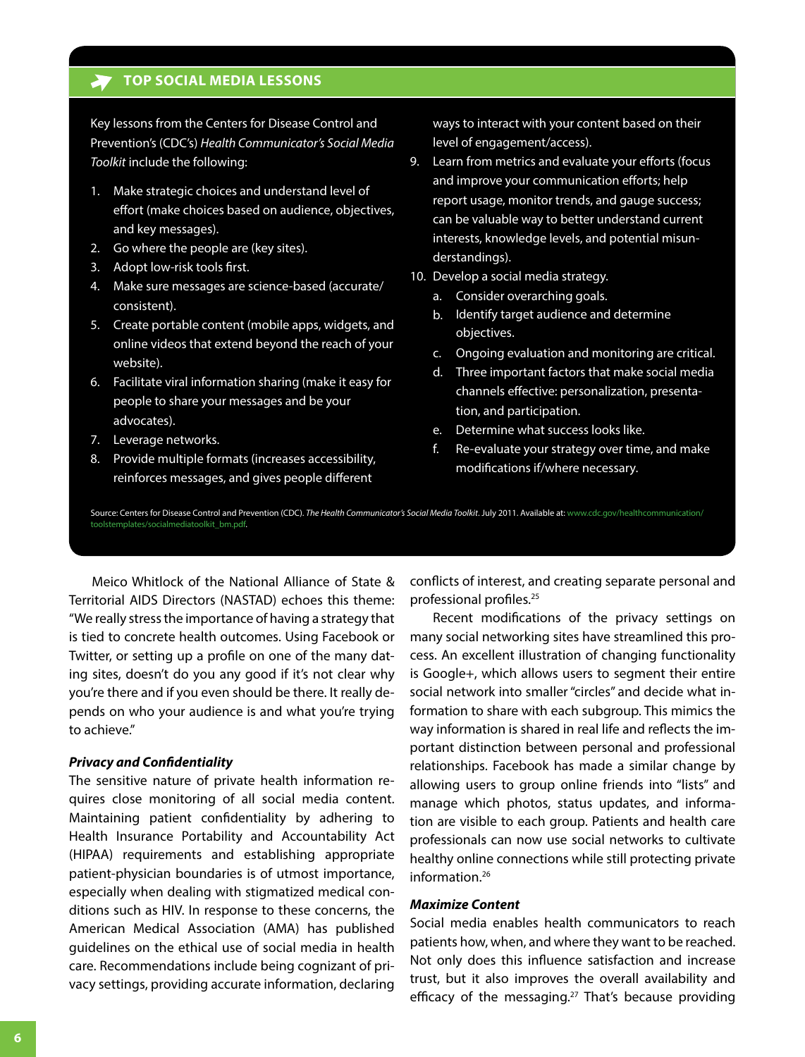### TOP SOCIAL MEDIA LESSONS

Key lessons from the Centers for Disease Control and Prevention's (CDC's) *Health Communicator's Social Media Toolkit* include the following:

1. Make strategic choices and understand level of effort (make choices based on audience, objectives, and key messages).
2. Go where the people are (key sites).
3. Adopt low-risk tools first.
4. Make sure messages are science-based (accurate/consistent).
5. Create portable content (mobile apps, widgets, and online videos that extend beyond the reach of your website).
6. Facilitate viral information sharing (make it easy for people to share your messages and be your advocates).
7. Leverage networks.
8. Provide multiple formats (increases accessibility, reinforces messages, and gives people different ways to interact with your content based on their level of engagement/access).
9. Learn from metrics and evaluate your efforts (focus and improve your communication efforts; help report usage, monitor trends, and gauge success; can be valuable way to better understand current interests, knowledge levels, and potential misunderstandings).
10. Develop a social media strategy.
    a. Consider overarching goals.
    b. Identify target audience and determine objectives.
    c. Ongoing evaluation and monitoring are critical.
    d. Three important factors that make social media channels effective: personalization, presentation, and participation.
    e. Determine what success looks like.
    f. Re-evaluate your strategy over time, and make modifications if/where necessary.

Source: Centers for Disease Control and Prevention (CDC). *The Health Communicator's Social Media Toolkit*. July 2011. Available at: www.cdc.gov/healthcommunication/toolstemplates/socialmediatoolkit_bm.pdf.

Meico Whitlock of the National Alliance of State & Territorial AIDS Directors (NASTAD) echoes this theme: "We really stress the importance of having a strategy that is tied to concrete health outcomes. Using Facebook or Twitter, or setting up a profile on one of the many dating sites, doesn't do you any good if it's not clear why you're there and if you even should be there. It really depends on who your audience is and what you're trying to achieve."

#### *Privacy and Confidentiality*

The sensitive nature of private health information requires close monitoring of all social media content. Maintaining patient confidentiality by adhering to Health Insurance Portability and Accountability Act (HIPAA) requirements and establishing appropriate patient-physician boundaries is of utmost importance, especially when dealing with stigmatized medical conditions such as HIV. In response to these concerns, the American Medical Association (AMA) has published guidelines on the ethical use of social media in health care. Recommendations include being cognizant of privacy settings, providing accurate information, declaring conflicts of interest, and creating separate personal and professional profiles.[25]

Recent modifications of the privacy settings on many social networking sites have streamlined this process. An excellent illustration of changing functionality is Google+, which allows users to segment their entire social network into smaller "circles" and decide what information to share with each subgroup. This mimics the way information is shared in real life and reflects the important distinction between personal and professional relationships. Facebook has made a similar change by allowing users to group online friends into "lists" and manage which photos, status updates, and information are visible to each group. Patients and health care professionals can now use social networks to cultivate healthy online connections while still protecting private information.[26]

#### *Maximize Content*

Social media enables health communicators to reach patients how, when, and where they want to be reached. Not only does this influence satisfaction and increase trust, but it also improves the overall availability and efficacy of the messaging.[27] That's because providing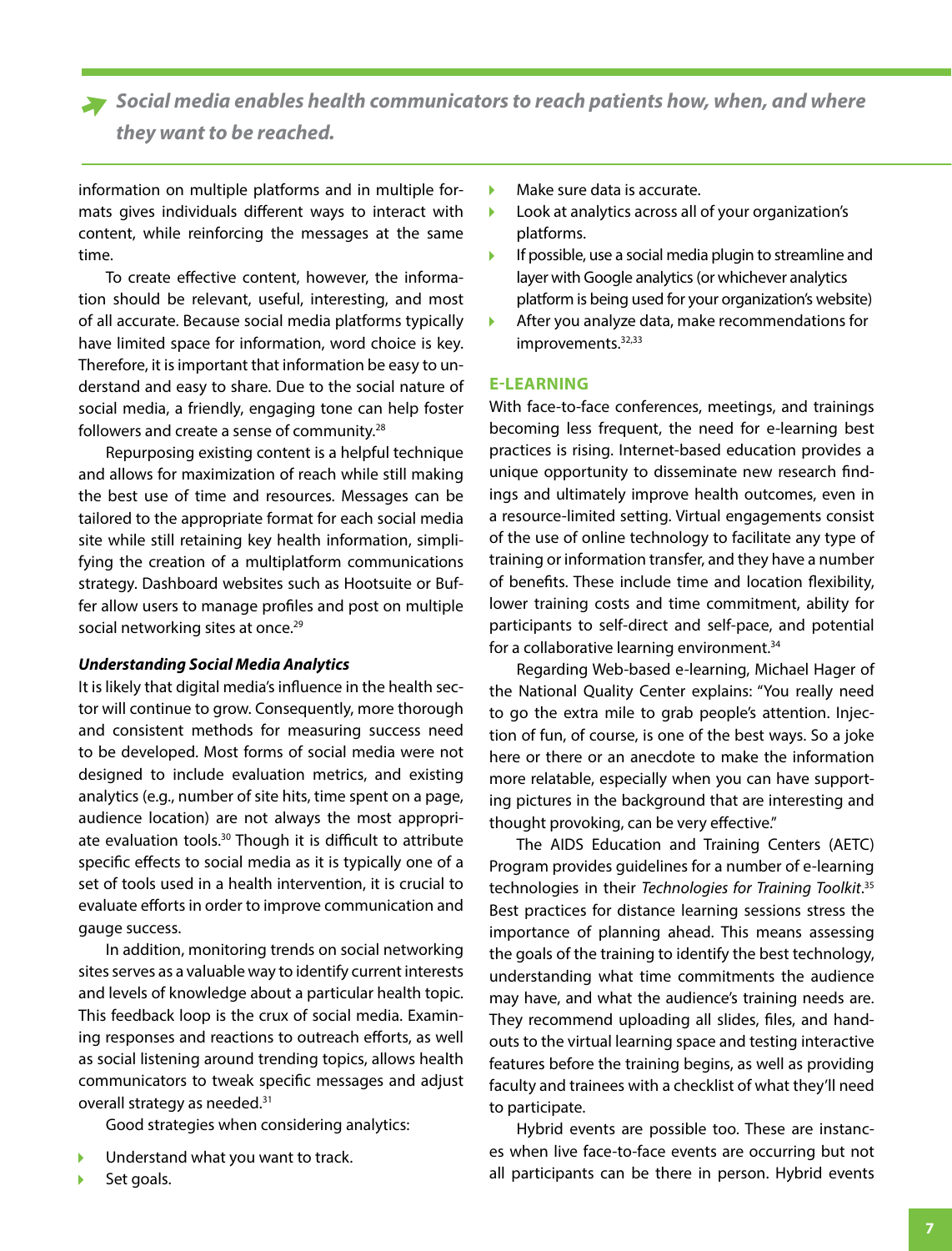*Social media enables health communicators to reach patients how, when, and where they want to be reached.*

information on multiple platforms and in multiple formats gives individuals different ways to interact with content, while reinforcing the messages at the same time.

To create effective content, however, the information should be relevant, useful, interesting, and most of all accurate. Because social media platforms typically have limited space for information, word choice is key. Therefore, it is important that information be easy to understand and easy to share. Due to the social nature of social media, a friendly, engaging tone can help foster followers and create a sense of community.[28]

Repurposing existing content is a helpful technique and allows for maximization of reach while still making the best use of time and resources. Messages can be tailored to the appropriate format for each social media site while still retaining key health information, simplifying the creation of a multiplatform communications strategy. Dashboard websites such as Hootsuite or Buffer allow users to manage profiles and post on multiple social networking sites at once.[29]

#### *Understanding Social Media Analytics*

It is likely that digital media's influence in the health sector will continue to grow. Consequently, more thorough and consistent methods for measuring success need to be developed. Most forms of social media were not designed to include evaluation metrics, and existing analytics (e.g., number of site hits, time spent on a page, audience location) are not always the most appropriate evaluation tools.[30] Though it is difficult to attribute specific effects to social media as it is typically one of a set of tools used in a health intervention, it is crucial to evaluate efforts in order to improve communication and gauge success.

In addition, monitoring trends on social networking sites serves as a valuable way to identify current interests and levels of knowledge about a particular health topic. This feedback loop is the crux of social media. Examining responses and reactions to outreach efforts, as well as social listening around trending topics, allows health communicators to tweak specific messages and adjust overall strategy as needed.[31]

Good strategies when considering analytics:

- Understand what you want to track.
- Set goals.
- Make sure data is accurate.
- Look at analytics across all of your organization's platforms.
- If possible, use a social media plugin to streamline and layer with Google analytics (or whichever analytics platform is being used for your organization's website)
- After you analyze data, make recommendations for improvements.[32,33]

### E-LEARNING

With face-to-face conferences, meetings, and trainings becoming less frequent, the need for e-learning best practices is rising. Internet-based education provides a unique opportunity to disseminate new research findings and ultimately improve health outcomes, even in a resource-limited setting. Virtual engagements consist of the use of online technology to facilitate any type of training or information transfer, and they have a number of benefits. These include time and location flexibility, lower training costs and time commitment, ability for participants to self-direct and self-pace, and potential for a collaborative learning environment.[34]

Regarding Web-based e-learning, Michael Hager of the National Quality Center explains: "You really need to go the extra mile to grab people's attention. Injection of fun, of course, is one of the best ways. So a joke here or there or an anecdote to make the information more relatable, especially when you can have supporting pictures in the background that are interesting and thought provoking, can be very effective."

The AIDS Education and Training Centers (AETC) Program provides guidelines for a number of e-learning technologies in their *Technologies for Training Toolkit*.[35] Best practices for distance learning sessions stress the importance of planning ahead. This means assessing the goals of the training to identify the best technology, understanding what time commitments the audience may have, and what the audience's training needs are. They recommend uploading all slides, files, and handouts to the virtual learning space and testing interactive features before the training begins, as well as providing faculty and trainees with a checklist of what they'll need to participate.

Hybrid events are possible too. These are instances when live face-to-face events are occurring but not all participants can be there in person. Hybrid events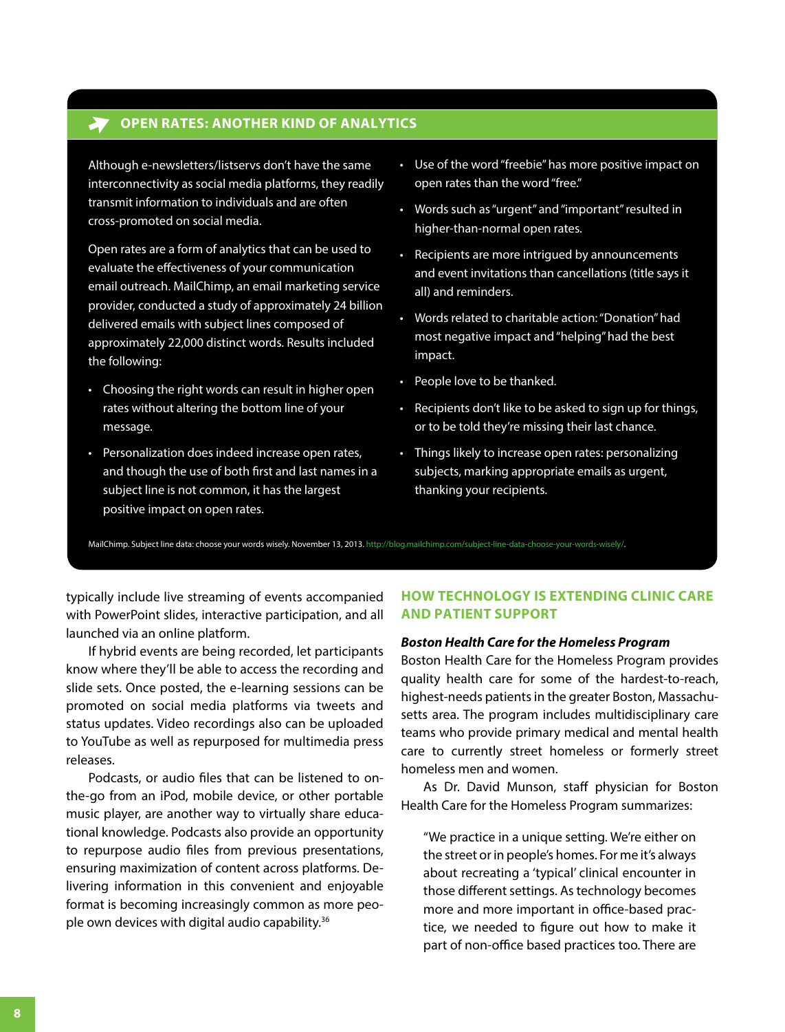## OPEN RATES: ANOTHER KIND OF ANALYTICS

Although e-newsletters/listservs don't have the same interconnectivity as social media platforms, they readily transmit information to individuals and are often cross-promoted on social media.

Open rates are a form of analytics that can be used to evaluate the effectiveness of your communication email outreach. MailChimp, an email marketing service provider, conducted a study of approximately 24 billion delivered emails with subject lines composed of approximately 22,000 distinct words. Results included the following:

- Choosing the right words can result in higher open rates without altering the bottom line of your message.
- Personalization does indeed increase open rates, and though the use of both first and last names in a subject line is not common, it has the largest positive impact on open rates.
- Use of the word "freebie" has more positive impact on open rates than the word "free."
- Words such as "urgent" and "important" resulted in higher-than-normal open rates.
- Recipients are more intrigued by announcements and event invitations than cancellations (title says it all) and reminders.
- Words related to charitable action: "Donation" had most negative impact and "helping" had the best impact.
- People love to be thanked.
- Recipients don't like to be asked to sign up for things, or to be told they're missing their last chance.
- Things likely to increase open rates: personalizing subjects, marking appropriate emails as urgent, thanking your recipients.

MailChimp. Subject line data: choose your words wisely. November 13, 2013. http://blog.mailchimp.com/subject-line-data-choose-your-words-wisely/.

typically include live streaming of events accompanied with PowerPoint slides, interactive participation, and all launched via an online platform.

If hybrid events are being recorded, let participants know where they'll be able to access the recording and slide sets. Once posted, the e-learning sessions can be promoted on social media platforms via tweets and status updates. Video recordings also can be uploaded to YouTube as well as repurposed for multimedia press releases.

Podcasts, or audio files that can be listened to on-the-go from an iPod, mobile device, or other portable music player, are another way to virtually share educational knowledge. Podcasts also provide an opportunity to repurpose audio files from previous presentations, ensuring maximization of content across platforms. Delivering information in this convenient and enjoyable format is becoming increasingly common as more people own devices with digital audio capability.[36]

## HOW TECHNOLOGY IS EXTENDING CLINIC CARE AND PATIENT SUPPORT

### *Boston Health Care for the Homeless Program*

Boston Health Care for the Homeless Program provides quality health care for some of the hardest-to-reach, highest-needs patients in the greater Boston, Massachusetts area. The program includes multidisciplinary care teams who provide primary medical and mental health care to currently street homeless or formerly street homeless men and women.

As Dr. David Munson, staff physician for Boston Health Care for the Homeless Program summarizes:

> "We practice in a unique setting. We're either on the street or in people's homes. For me it's always about recreating a 'typical' clinical encounter in those different settings. As technology becomes more and more important in office-based practice, we needed to figure out how to make it part of non-office based practices too. There are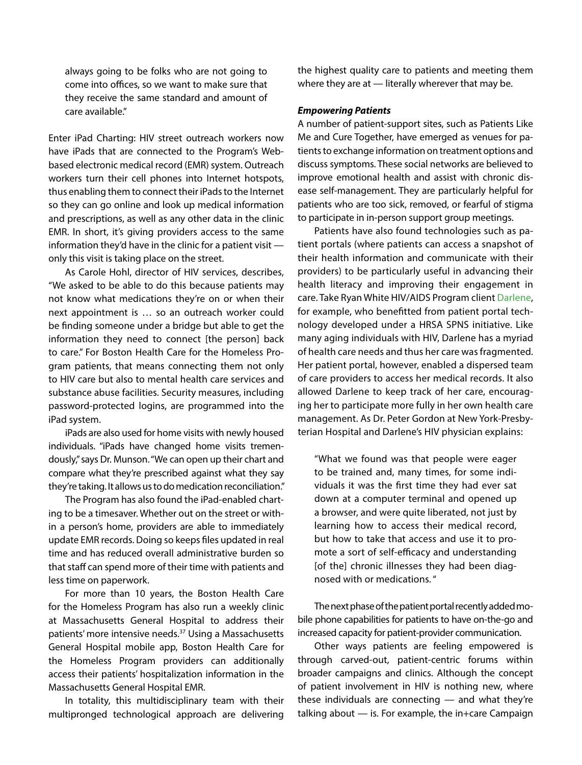always going to be folks who are not going to come into offices, so we want to make sure that they receive the same standard and amount of care available."

Enter iPad Charting: HIV street outreach workers now have iPads that are connected to the Program's Web-based electronic medical record (EMR) system. Outreach workers turn their cell phones into Internet hotspots, thus enabling them to connect their iPads to the Internet so they can go online and look up medical information and prescriptions, as well as any other data in the clinic EMR. In short, it's giving providers access to the same information they'd have in the clinic for a patient visit — only this visit is taking place on the street.

As Carole Hohl, director of HIV services, describes, "We asked to be able to do this because patients may not know what medications they're on or when their next appointment is … so an outreach worker could be finding someone under a bridge but able to get the information they need to connect [the person] back to care." For Boston Health Care for the Homeless Program patients, that means connecting them not only to HIV care but also to mental health care services and substance abuse facilities. Security measures, including password-protected logins, are programmed into the iPad system.

iPads are also used for home visits with newly housed individuals. "iPads have changed home visits tremendously," says Dr. Munson. "We can open up their chart and compare what they're prescribed against what they say they're taking. It allows us to do medication reconciliation."

The Program has also found the iPad-enabled charting to be a timesaver. Whether out on the street or within a person's home, providers are able to immediately update EMR records. Doing so keeps files updated in real time and has reduced overall administrative burden so that staff can spend more of their time with patients and less time on paperwork.

For more than 10 years, the Boston Health Care for the Homeless Program has also run a weekly clinic at Massachusetts General Hospital to address their patients' more intensive needs.[37] Using a Massachusetts General Hospital mobile app, Boston Health Care for the Homeless Program providers can additionally access their patients' hospitalization information in the Massachusetts General Hospital EMR.

In totality, this multidisciplinary team with their multipronged technological approach are delivering the highest quality care to patients and meeting them where they are at — literally wherever that may be.

***Empowering Patients***

A number of patient-support sites, such as Patients Like Me and Cure Together, have emerged as venues for patients to exchange information on treatment options and discuss symptoms. These social networks are believed to improve emotional health and assist with chronic disease self-management. They are particularly helpful for patients who are too sick, removed, or fearful of stigma to participate in in-person support group meetings.

Patients have also found technologies such as patient portals (where patients can access a snapshot of their health information and communicate with their providers) to be particularly useful in advancing their health literacy and improving their engagement in care. Take Ryan White HIV/AIDS Program client Darlene, for example, who benefitted from patient portal technology developed under a HRSA SPNS initiative. Like many aging individuals with HIV, Darlene has a myriad of health care needs and thus her care was fragmented. Her patient portal, however, enabled a dispersed team of care providers to access her medical records. It also allowed Darlene to keep track of her care, encouraging her to participate more fully in her own health care management. As Dr. Peter Gordon at New York-Presbyterian Hospital and Darlene's HIV physician explains:

> "What we found was that people were eager to be trained and, many times, for some individuals it was the first time they had ever sat down at a computer terminal and opened up a browser, and were quite liberated, not just by learning how to access their medical record, but how to take that access and use it to promote a sort of self-efficacy and understanding [of the] chronic illnesses they had been diagnosed with or medications."

The next phase of the patient portal recently added mobile phone capabilities for patients to have on-the-go and increased capacity for patient-provider communication.

Other ways patients are feeling empowered is through carved-out, patient-centric forums within broader campaigns and clinics. Although the concept of patient involvement in HIV is nothing new, where these individuals are connecting — and what they're talking about — is. For example, the in+care Campaign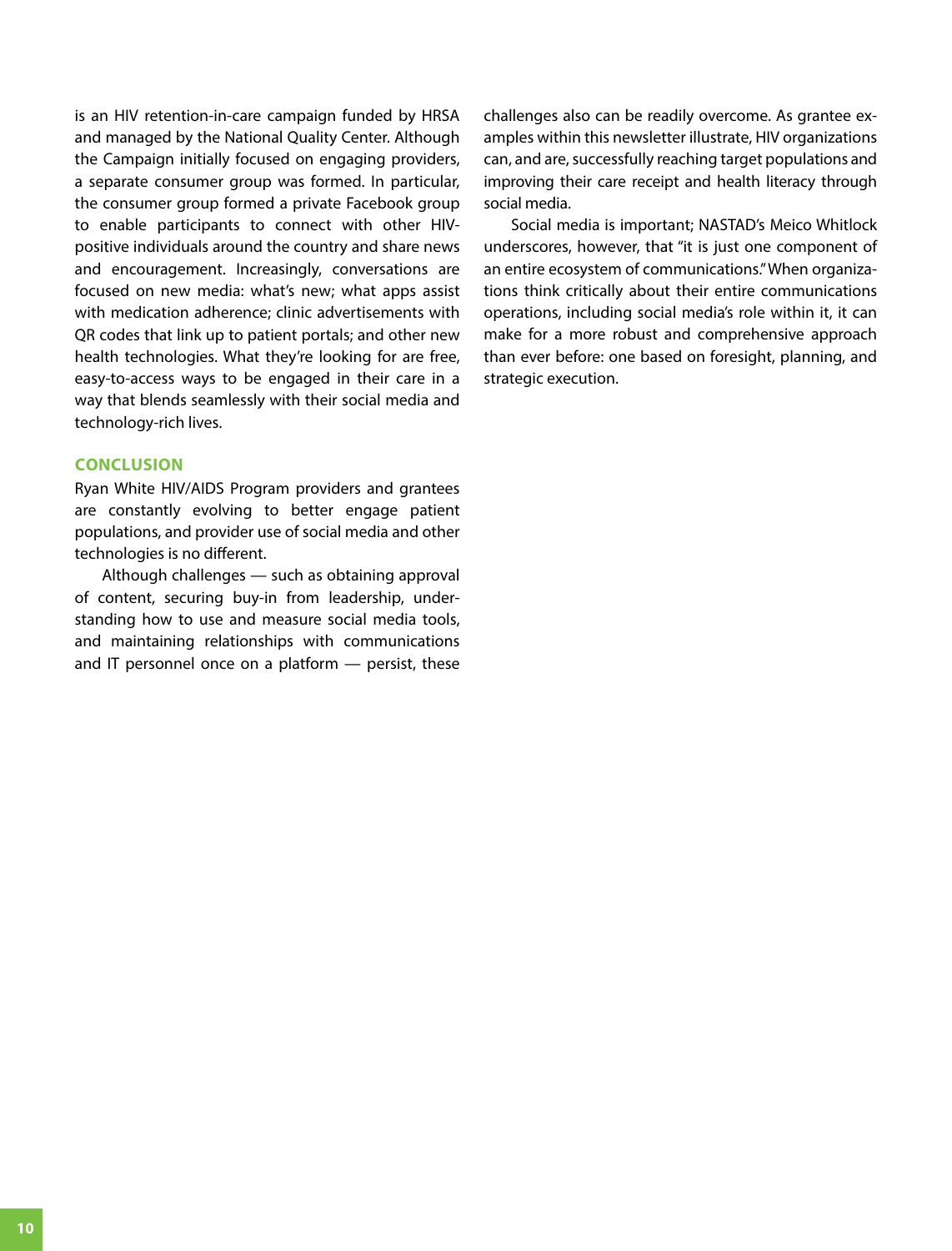is an HIV retention-in-care campaign funded by HRSA and managed by the National Quality Center. Although the Campaign initially focused on engaging providers, a separate consumer group was formed. In particular, the consumer group formed a private Facebook group to enable participants to connect with other HIV-positive individuals around the country and share news and encouragement. Increasingly, conversations are focused on new media: what's new; what apps assist with medication adherence; clinic advertisements with QR codes that link up to patient portals; and other new health technologies. What they're looking for are free, easy-to-access ways to be engaged in their care in a way that blends seamlessly with their social media and technology-rich lives.

## CONCLUSION

Ryan White HIV/AIDS Program providers and grantees are constantly evolving to better engage patient populations, and provider use of social media and other technologies is no different.

Although challenges — such as obtaining approval of content, securing buy-in from leadership, understanding how to use and measure social media tools, and maintaining relationships with communications and IT personnel once on a platform — persist, these challenges also can be readily overcome. As grantee examples within this newsletter illustrate, HIV organizations can, and are, successfully reaching target populations and improving their care receipt and health literacy through social media.

Social media is important; NASTAD's Meico Whitlock underscores, however, that "it is just one component of an entire ecosystem of communications." When organizations think critically about their entire communications operations, including social media's role within it, it can make for a more robust and comprehensive approach than ever before: one based on foresight, planning, and strategic execution.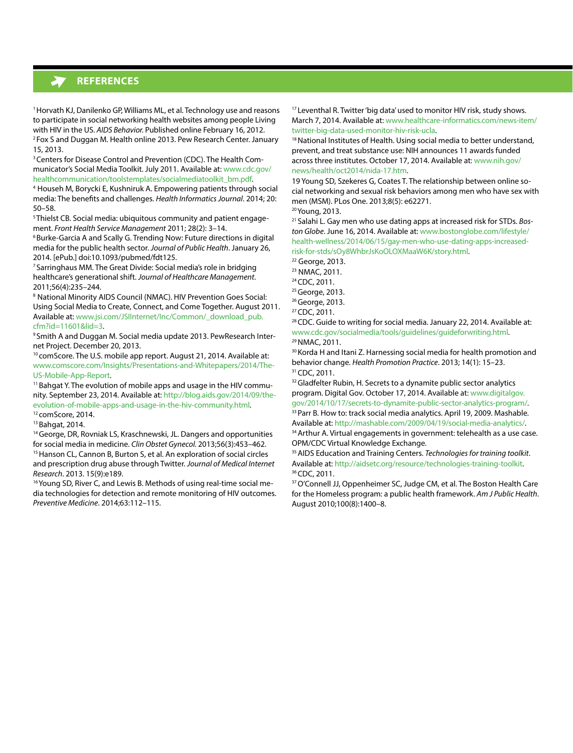## REFERENCES

[1] Horvath KJ, Danilenko GP, Williams ML, et al. Technology use and reasons to participate in social networking health websites among people Living with HIV in the US. *AIDS Behavior.* Published online February 16, 2012.

[2] Fox S and Duggan M. Health online 2013. Pew Research Center. January 15, 2013.

[3] Centers for Disease Control and Prevention (CDC). The Health Communicator's Social Media Toolkit. July 2011. Available at: www.cdc.gov/healthcommunication/toolstemplates/socialmediatoolkit_bm.pdf.

[4] Househ M, Borycki E, Kushniruk A. Empowering patients through social media: The benefits and challenges. *Health Informatics Journal*. 2014; 20: 50–58.

[5] Thielst CB. Social media: ubiquitous community and patient engagement. *Front Health Service Management* 2011; 28(2): 3–14.

[6] Burke-Garcia A and Scally G. Trending Now: Future directions in digital media for the public health sector. *Journal of Public Health*. January 26, 2014. [ePub.] doi:10.1093/pubmed/fdt125.

[7] Sarringhaus MM. The Great Divide: Social media's role in bridging healthcare's generational shift. *Journal of Healthcare Management*. 2011;56(4):235–244.

[8] National Minority AIDS Council (NMAC). HIV Prevention Goes Social: Using Social Media to Create, Connect, and Come Together. August 2011. Available at: www.jsi.com/JSIInternet/Inc/Common/_download_pub.cfm?id=11601&lid=3.

[9] Smith A and Duggan M. Social media update 2013. PewResearch Internet Project. December 20, 2013.

[10] comScore. The U.S. mobile app report. August 21, 2014. Available at: www.comscore.com/Insights/Presentations-and-Whitepapers/2014/The-US-Mobile-App-Report.

[11] Bahgat Y. The evolution of mobile apps and usage in the HIV community. September 23, 2014. Available at: http://blog.aids.gov/2014/09/the-evolution-of-mobile-apps-and-usage-in-the-hiv-community.html.

[12] comScore, 2014.

[13] Bahgat, 2014.

[14] George, DR, Rovniak LS, Kraschnewski, JL. Dangers and opportunities for social media in medicine. *Clin Obstet Gynecol.* 2013;56(3):453–462.

[15] Hanson CL, Cannon B, Burton S, et al. An exploration of social circles and prescription drug abuse through Twitter. *Journal of Medical Internet Research*. 2013. 15(9):e189.

[16] Young SD, River C, and Lewis B. Methods of using real-time social media technologies for detection and remote monitoring of HIV outcomes. *Preventive Medicine*. 2014;63:112–115.

[17] Leventhal R. Twitter 'big data' used to monitor HIV risk, study shows. March 7, 2014. Available at: www.healthcare-informatics.com/news-item/twitter-big-data-used-monitor-hiv-risk-ucla.

[18] National Institutes of Health. Using social media to better understand, prevent, and treat substance use: NIH announces 11 awards funded across three institutes. October 17, 2014. Available at: www.nih.gov/news/health/oct2014/nida-17.htm.

19 Young SD, Szekeres G, Coates T. The relationship between online social networking and sexual risk behaviors among men who have sex with men (MSM). PLos One. 2013;8(5): e62271.

[20] Young, 2013.

[21] Salahi L. Gay men who use dating apps at increased risk for STDs. *Boston Globe*. June 16, 2014. Available at: www.bostonglobe.com/lifestyle/health-wellness/2014/06/15/gay-men-who-use-dating-apps-increased-risk-for-stds/sOy8WhbrJsKoOLOXMaaW6K/story.html.

[22] George, 2013.

[23] NMAC, 2011.

[24] CDC, 2011.

[25] George, 2013.

[26] George, 2013.

[27] CDC, 2011.

[28] CDC. Guide to writing for social media. January 22, 2014. Available at: www.cdc.gov/socialmedia/tools/guidelines/guideforwriting.html.

[29] NMAC, 2011.

[30] Korda H and Itani Z. Harnessing social media for health promotion and behavior change. *Health Promotion Practice*. 2013; 14(1): 15–23.

[31] CDC, 2011.

[32] Gladfelter Rubin, H. Secrets to a dynamite public sector analytics program. Digital Gov. October 17, 2014. Available at: www.digitalgov.gov/2014/10/17/secrets-to-dynamite-public-sector-analytics-program/.

[33] Parr B. How to: track social media analytics. April 19, 2009. Mashable. Available at: http://mashable.com/2009/04/19/social-media-analytics/.

[34] Arthur A. Virtual engagements in government: telehealth as a use case. OPM/CDC Virtual Knowledge Exchange.

[35] AIDS Education and Training Centers. *Technologies for training toolkit*. Available at: http://aidsetc.org/resource/technologies-training-toolkit.

[36] CDC, 2011.

[37] O'Connell JJ, Oppenheimer SC, Judge CM, et al. The Boston Health Care for the Homeless program: a public health framework. *Am J Public Health*. August 2010;100(8):1400–8.